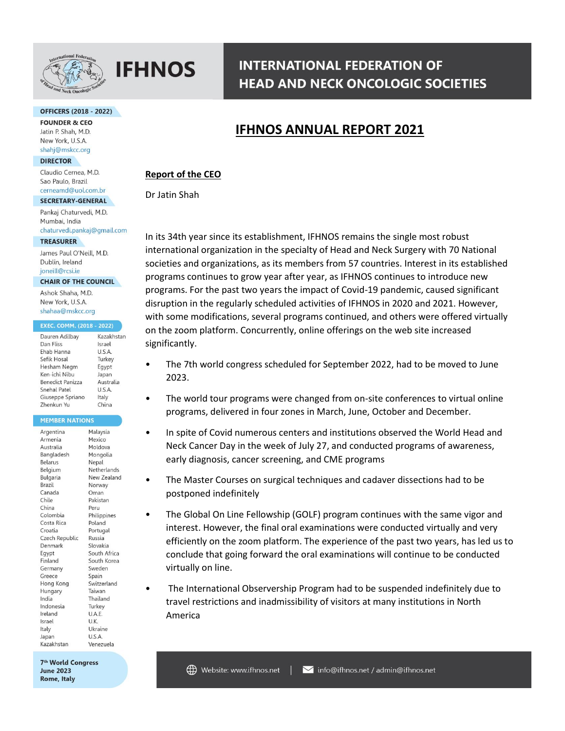# IFHNOS

## INTERNATIONAL FEDERATION OF HEAD AND NECK ONCOLOGIC SOCIETIES

**OFFICERS (2018 - 2022)**

**FOUNDER & CEO**
Jatin P. Shah, M.D.
New York, U.S.A.
shahj@mskcc.org

**DIRECTOR**
Claudio Cernea, M.D.
Sao Paulo, Brazil
cerneamd@uol.com.br

**SECRETARY-GENERAL**
Pankaj Chaturvedi, M.D.
Mumbai, India
chaturvedi.pankaj@gmail.com

**TREASURER**
James Paul O'Neill, M.D.
Dublin, Ireland
joneill@rcsi.ie

**CHAIR OF THE COUNCIL**
Ashok Shaha, M.D.
New York, U.S.A.
shahaa@mskcc.org

**EXEC. COMM. (2018 - 2022)**

| Name | Country |
|---|---|
| Dauren Adilbay | Kazakhstan |
| Dan Fliss | Israel |
| Ehab Hanna | U.S.A. |
| Sefik Hosal | Turkey |
| Hesham Negm | Egypt |
| Ken-ichi Nibu | Japan |
| Benedict Panizza | Australia |
| Snehal Patel | U.S.A. |
| Giuseppe Spriano | Italy |
| Zhenkun Yu | China |

**MEMBER NATIONS**

Argentina, Armenia, Australia, Bangladesh, Belarus, Belgium, Bulgaria, Brazil, Canada, Chile, China, Colombia, Costa Rica, Croatia, Czech Republic, Denmark, Egypt, Finland, Germany, Greece, Hong Kong, Hungary, India, Indonesia, Ireland, Israel, Italy, Japan, Kazakhstan, Malaysia, Mexico, Moldova, Mongolia, Nepal, Netherlands, New Zealand, Norway, Oman, Pakistan, Peru, Philippines, Poland, Portugal, Russia, Slovakia, South Africa, South Korea, Sweden, Spain, Switzerland, Taiwan, Thailand, Turkey, U.A.E., U.K., Ukraine, U.S.A., Venezuela

**7th World Congress**
**June 2023**
**Rome, Italy**

# IFHNOS ANNUAL REPORT 2021

## Report of the CEO

Dr Jatin Shah

In its 34th year since its establishment, IFHNOS remains the single most robust international organization in the specialty of Head and Neck Surgery with 70 National societies and organizations, as its members from 57 countries. Interest in its established programs continues to grow year after year, as IFHNOS continues to introduce new programs. For the past two years the impact of Covid-19 pandemic, caused significant disruption in the regularly scheduled activities of IFHNOS in 2020 and 2021. However, with some modifications, several programs continued, and others were offered virtually on the zoom platform. Concurrently, online offerings on the web site increased significantly.

- The 7th world congress scheduled for September 2022, had to be moved to June 2023.
- The world tour programs were changed from on-site conferences to virtual online programs, delivered in four zones in March, June, October and December.
- In spite of Covid numerous centers and institutions observed the World Head and Neck Cancer Day in the week of July 27, and conducted programs of awareness, early diagnosis, cancer screening, and CME programs
- The Master Courses on surgical techniques and cadaver dissections had to be postponed indefinitely
- The Global On Line Fellowship (GOLF) program continues with the same vigor and interest. However, the final oral examinations were conducted virtually and very efficiently on the zoom platform. The experience of the past two years, has led us to conclude that going forward the oral examinations will continue to be conducted virtually on line.
- The International Observership Program had to be suspended indefinitely due to travel restrictions and inadmissibility of visitors at many institutions in North America

Website: www.ifhnos.net | info@ifhnos.net / admin@ifhnos.net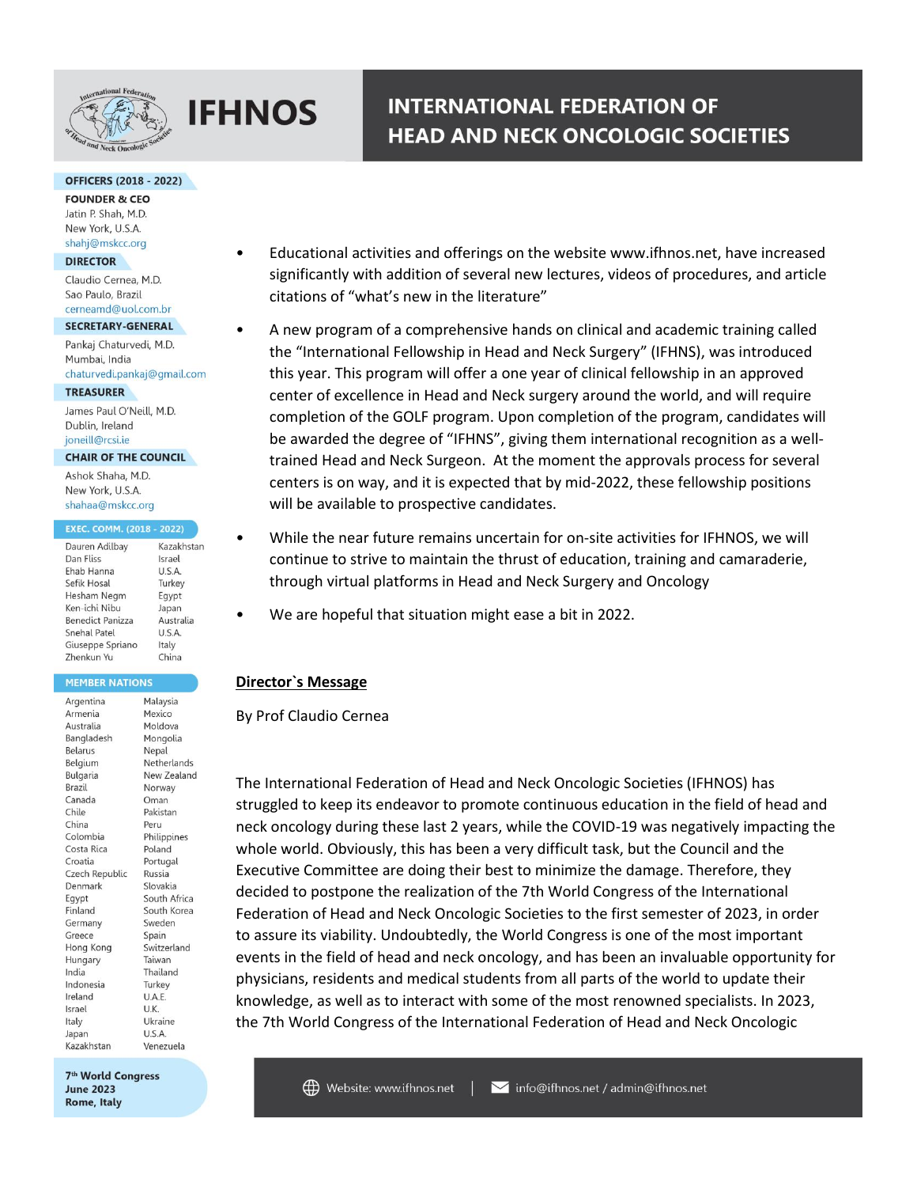# IFHNOS

## INTERNATIONAL FEDERATION OF HEAD AND NECK ONCOLOGIC SOCIETIES

**OFFICERS (2018 - 2022)**

**FOUNDER & CEO**
Jatin P. Shah, M.D.
New York, U.S.A.
shahj@mskcc.org

**DIRECTOR**
Claudio Cernea, M.D.
Sao Paulo, Brazil
cerneamd@uol.com.br

**SECRETARY-GENERAL**
Pankaj Chaturvedi, M.D.
Mumbai, India
chaturvedi.pankaj@gmail.com

**TREASURER**
James Paul O'Neill, M.D.
Dublin, Ireland
joneill@rcsi.ie

**CHAIR OF THE COUNCIL**
Ashok Shaha, M.D.
New York, U.S.A.
shahaa@mskcc.org

**EXEC. COMM. (2018 - 2022)**

| Name | Country |
|---|---|
| Dauren Adilbay | Kazakhstan |
| Dan Fliss | Israel |
| Ehab Hanna | U.S.A. |
| Sefik Hosal | Turkey |
| Hesham Negm | Egypt |
| Ken-ichi Nibu | Japan |
| Benedict Panizza | Australia |
| Snehal Patel | U.S.A. |
| Giuseppe Spriano | Italy |
| Zhenkun Yu | China |

**MEMBER NATIONS**

Argentina, Armenia, Australia, Bangladesh, Belarus, Belgium, Bulgaria, Brazil, Canada, Chile, China, Colombia, Costa Rica, Croatia, Czech Republic, Denmark, Egypt, Finland, Germany, Greece, Hong Kong, Hungary, India, Indonesia, Ireland, Israel, Italy, Japan, Kazakhstan, Malaysia, Mexico, Moldova, Mongolia, Nepal, Netherlands, New Zealand, Norway, Oman, Pakistan, Peru, Philippines, Poland, Portugal, Russia, Slovakia, South Africa, South Korea, Sweden, Spain, Switzerland, Taiwan, Thailand, Turkey, U.A.E., U.K., Ukraine, U.S.A., Venezuela

**7th World Congress**
**June 2023**
**Rome, Italy**

- Educational activities and offerings on the website www.ifhnos.net, have increased significantly with addition of several new lectures, videos of procedures, and article citations of "what's new in the literature"
- A new program of a comprehensive hands on clinical and academic training called the "International Fellowship in Head and Neck Surgery" (IFHNS), was introduced this year. This program will offer a one year of clinical fellowship in an approved center of excellence in Head and Neck surgery around the world, and will require completion of the GOLF program. Upon completion of the program, candidates will be awarded the degree of "IFHNS", giving them international recognition as a well-trained Head and Neck Surgeon. At the moment the approvals process for several centers is on way, and it is expected that by mid-2022, these fellowship positions will be available to prospective candidates.
- While the near future remains uncertain for on-site activities for IFHNOS, we will continue to strive to maintain the thrust of education, training and camaraderie, through virtual platforms in Head and Neck Surgery and Oncology
- We are hopeful that situation might ease a bit in 2022.

## Director`s Message

By Prof Claudio Cernea

The International Federation of Head and Neck Oncologic Societies (IFHNOS) has struggled to keep its endeavor to promote continuous education in the field of head and neck oncology during these last 2 years, while the COVID-19 was negatively impacting the whole world. Obviously, this has been a very difficult task, but the Council and the Executive Committee are doing their best to minimize the damage. Therefore, they decided to postpone the realization of the 7th World Congress of the International Federation of Head and Neck Oncologic Societies to the first semester of 2023, in order to assure its viability. Undoubtedly, the World Congress is one of the most important events in the field of head and neck oncology, and has been an invaluable opportunity for physicians, residents and medical students from all parts of the world to update their knowledge, as well as to interact with some of the most renowned specialists. In 2023, the 7th World Congress of the International Federation of Head and Neck Oncologic

Website: www.ifhnos.net | info@ifhnos.net / admin@ifhnos.net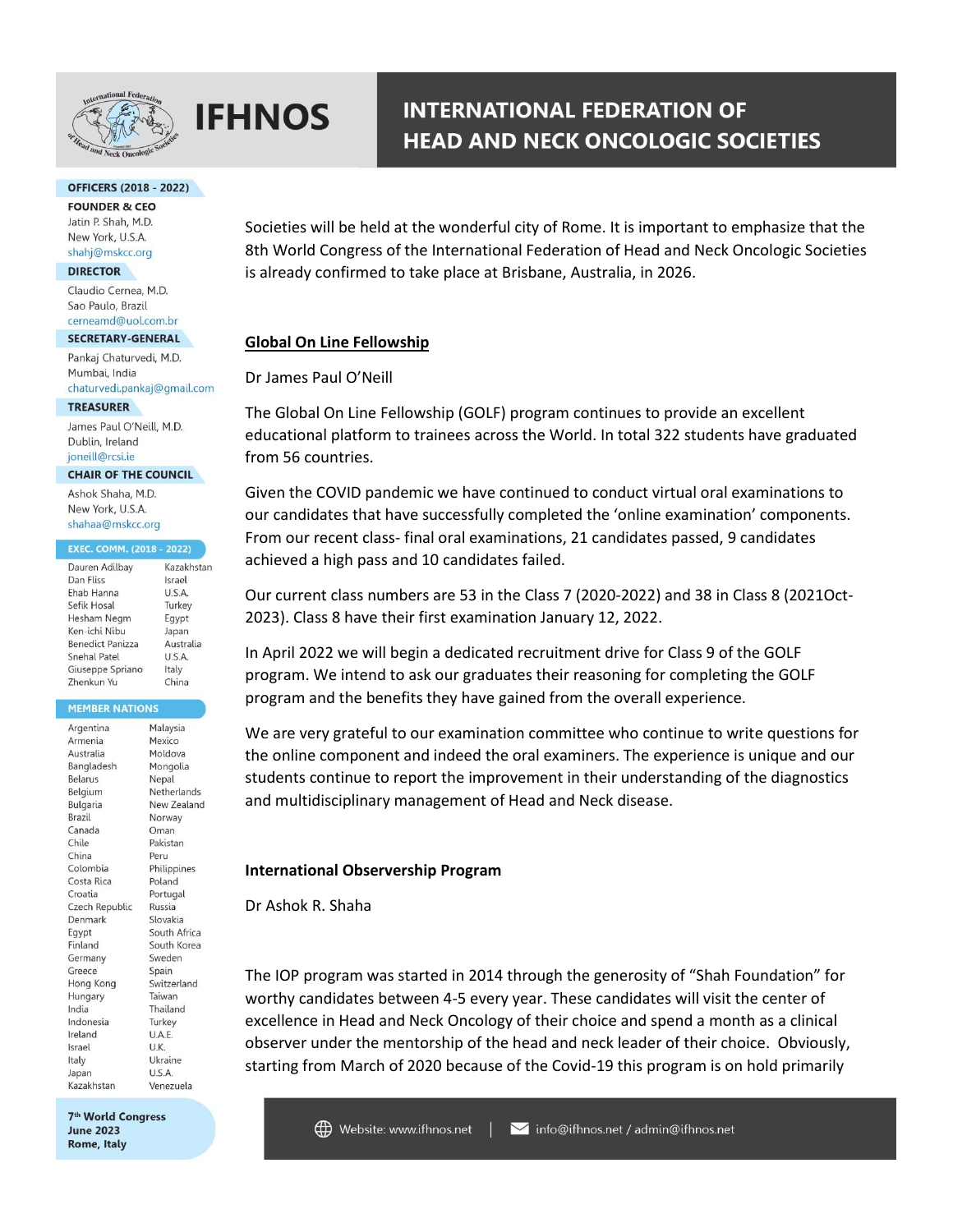Societies will be held at the wonderful city of Rome. It is important to emphasize that the 8th World Congress of the International Federation of Head and Neck Oncologic Societies is already confirmed to take place at Brisbane, Australia, in 2026.

## Global On Line Fellowship

Dr James Paul O'Neill

The Global On Line Fellowship (GOLF) program continues to provide an excellent educational platform to trainees across the World. In total 322 students have graduated from 56 countries.

Given the COVID pandemic we have continued to conduct virtual oral examinations to our candidates that have successfully completed the 'online examination' components. From our recent class- final oral examinations, 21 candidates passed, 9 candidates achieved a high pass and 10 candidates failed.

Our current class numbers are 53 in the Class 7 (2020-2022) and 38 in Class 8 (2021Oct-2023). Class 8 have their first examination January 12, 2022.

In April 2022 we will begin a dedicated recruitment drive for Class 9 of the GOLF program. We intend to ask our graduates their reasoning for completing the GOLF program and the benefits they have gained from the overall experience.

We are very grateful to our examination committee who continue to write questions for the online component and indeed the oral examiners. The experience is unique and our students continue to report the improvement in their understanding of the diagnostics and multidisciplinary management of Head and Neck disease.

## International Observership Program

Dr Ashok R. Shaha

The IOP program was started in 2014 through the generosity of "Shah Foundation" for worthy candidates between 4-5 every year. These candidates will visit the center of excellence in Head and Neck Oncology of their choice and spend a month as a clinical observer under the mentorship of the head and neck leader of their choice. Obviously, starting from March of 2020 because of the Covid-19 this program is on hold primarily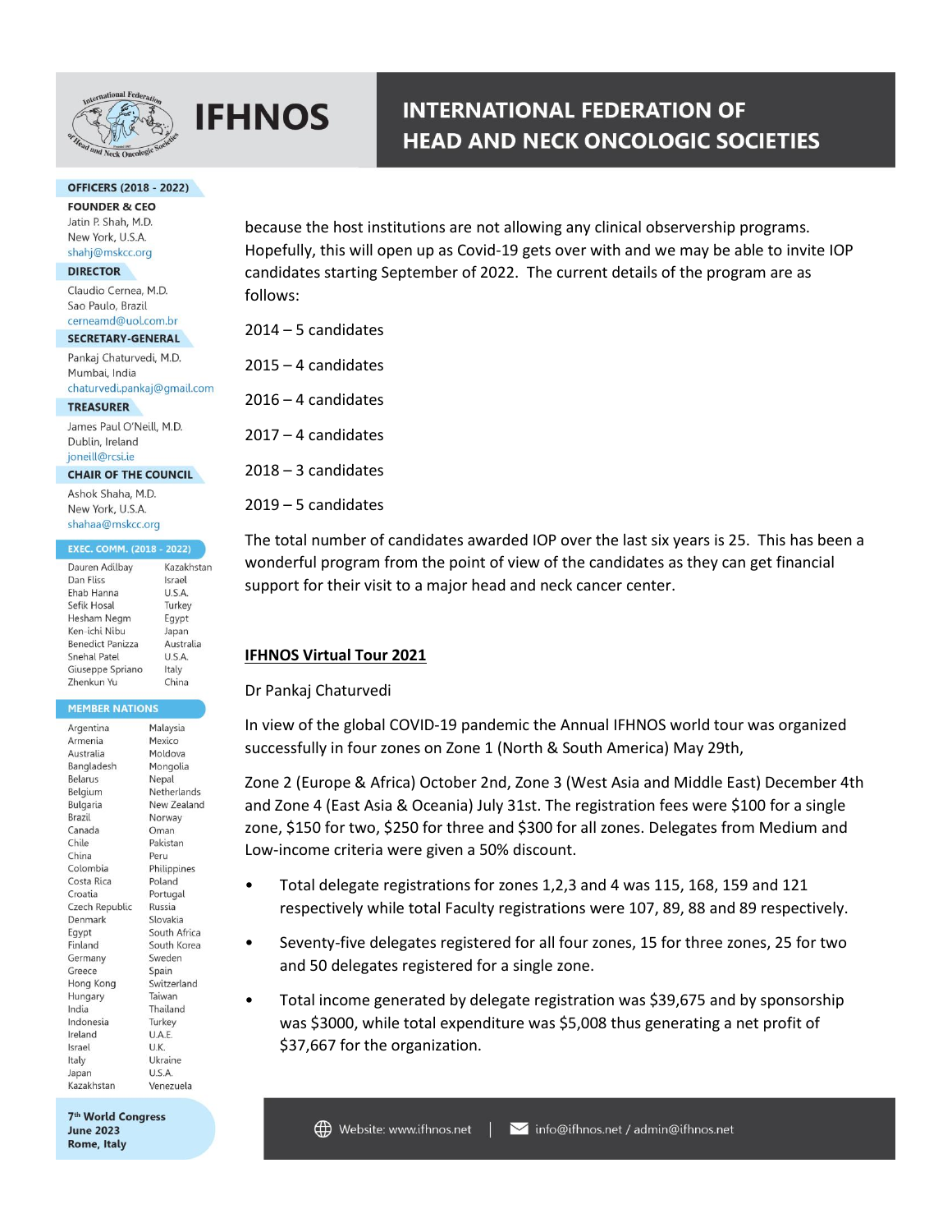because the host institutions are not allowing any clinical observership programs. Hopefully, this will open up as Covid-19 gets over with and we may be able to invite IOP candidates starting September of 2022. The current details of the program are as follows:

2014 – 5 candidates

2015 – 4 candidates

2016 – 4 candidates

2017 – 4 candidates

2018 – 3 candidates

2019 – 5 candidates

The total number of candidates awarded IOP over the last six years is 25. This has been a wonderful program from the point of view of the candidates as they can get financial support for their visit to a major head and neck cancer center.

## IFHNOS Virtual Tour 2021

Dr Pankaj Chaturvedi

In view of the global COVID-19 pandemic the Annual IFHNOS world tour was organized successfully in four zones on Zone 1 (North & South America) May 29th,

Zone 2 (Europe & Africa) October 2nd, Zone 3 (West Asia and Middle East) December 4th and Zone 4 (East Asia & Oceania) July 31st. The registration fees were $100 for a single zone, $150 for two, $250 for three and $300 for all zones. Delegates from Medium and Low-income criteria were given a 50% discount.

- Total delegate registrations for zones 1,2,3 and 4 was 115, 168, 159 and 121 respectively while total Faculty registrations were 107, 89, 88 and 89 respectively.
- Seventy-five delegates registered for all four zones, 15 for three zones, 25 for two and 50 delegates registered for a single zone.
- Total income generated by delegate registration was $39,675 and by sponsorship was $3000, while total expenditure was $5,008 thus generating a net profit of $37,667 for the organization.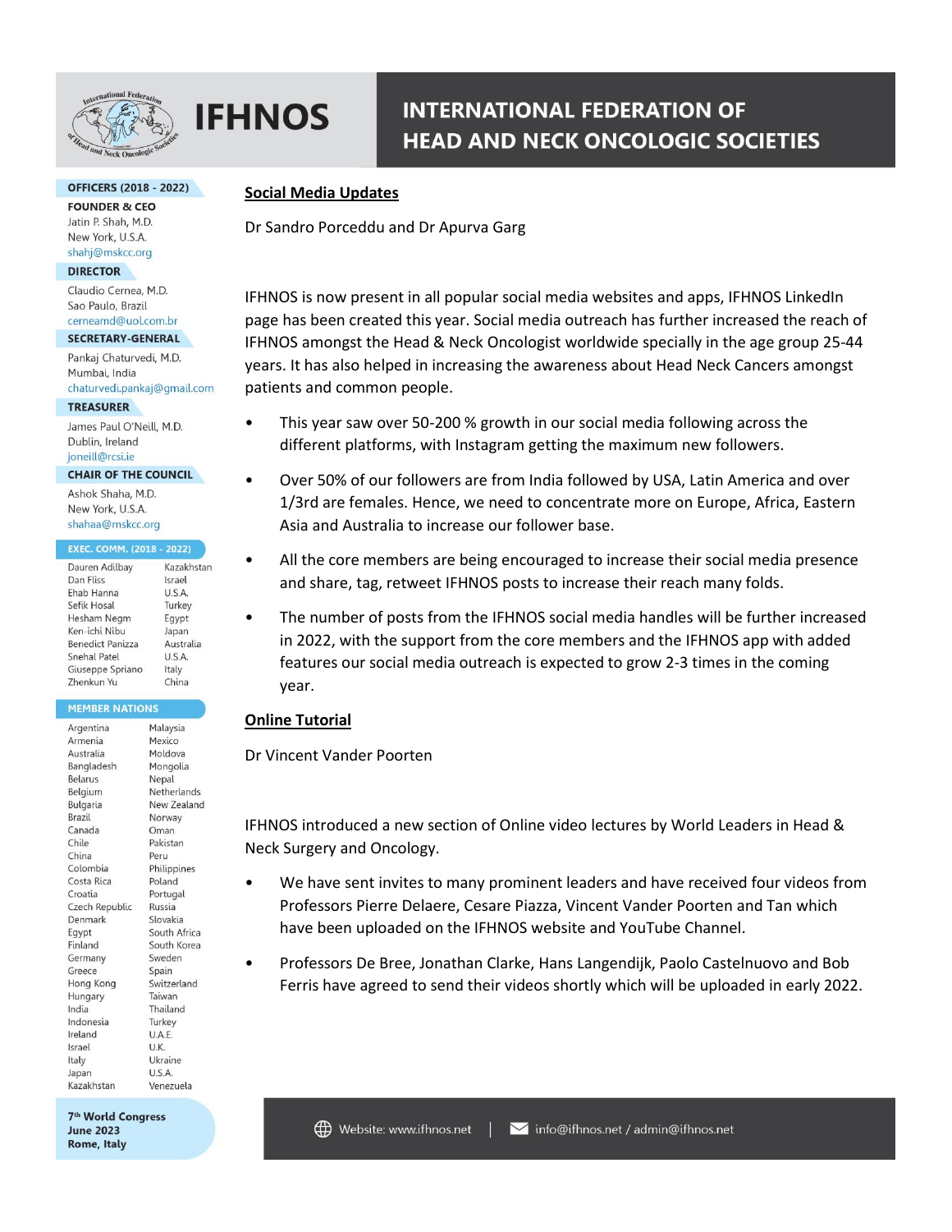## Social Media Updates

Dr Sandro Porceddu and Dr Apurva Garg

IFHNOS is now present in all popular social media websites and apps, IFHNOS LinkedIn page has been created this year. Social media outreach has further increased the reach of IFHNOS amongst the Head & Neck Oncologist worldwide specially in the age group 25-44 years. It has also helped in increasing the awareness about Head Neck Cancers amongst patients and common people.

- This year saw over 50-200 % growth in our social media following across the different platforms, with Instagram getting the maximum new followers.
- Over 50% of our followers are from India followed by USA, Latin America and over 1/3rd are females. Hence, we need to concentrate more on Europe, Africa, Eastern Asia and Australia to increase our follower base.
- All the core members are being encouraged to increase their social media presence and share, tag, retweet IFHNOS posts to increase their reach many folds.
- The number of posts from the IFHNOS social media handles will be further increased in 2022, with the support from the core members and the IFHNOS app with added features our social media outreach is expected to grow 2-3 times in the coming year.

## Online Tutorial

Dr Vincent Vander Poorten

IFHNOS introduced a new section of Online video lectures by World Leaders in Head & Neck Surgery and Oncology.

- We have sent invites to many prominent leaders and have received four videos from Professors Pierre Delaere, Cesare Piazza, Vincent Vander Poorten and Tan which have been uploaded on the IFHNOS website and YouTube Channel.
- Professors De Bree, Jonathan Clarke, Hans Langendijk, Paolo Castelnuovo and Bob Ferris have agreed to send their videos shortly which will be uploaded in early 2022.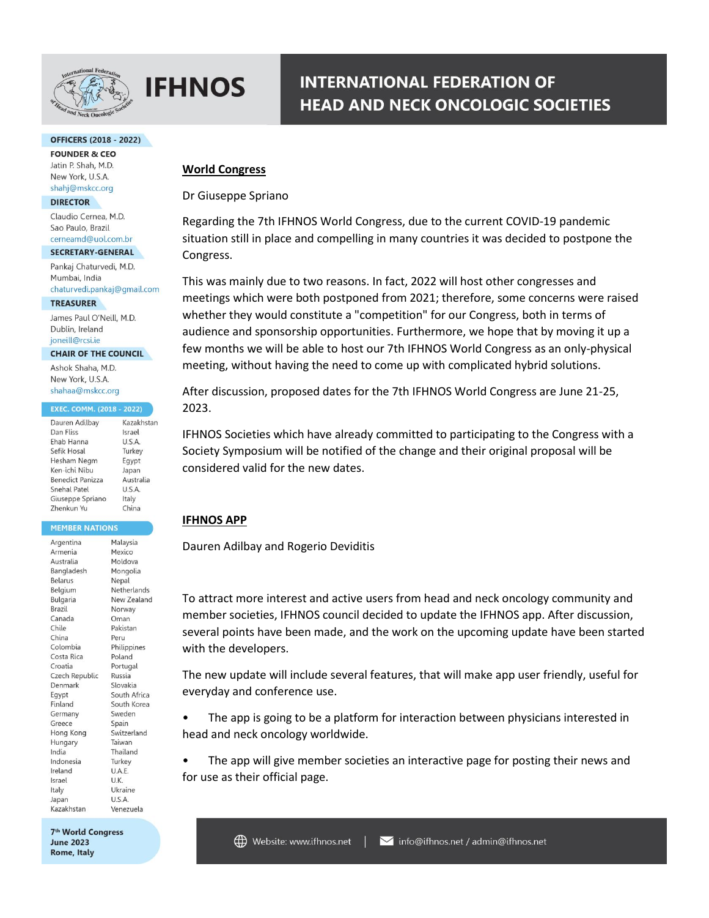## World Congress

Dr Giuseppe Spriano

Regarding the 7th IFHNOS World Congress, due to the current COVID-19 pandemic situation still in place and compelling in many countries it was decided to postpone the Congress.

This was mainly due to two reasons. In fact, 2022 will host other congresses and meetings which were both postponed from 2021; therefore, some concerns were raised whether they would constitute a "competition" for our Congress, both in terms of audience and sponsorship opportunities. Furthermore, we hope that by moving it up a few months we will be able to host our 7th IFHNOS World Congress as an only-physical meeting, without having the need to come up with complicated hybrid solutions.

After discussion, proposed dates for the 7th IFHNOS World Congress are June 21-25, 2023.

IFHNOS Societies which have already committed to participating to the Congress with a Society Symposium will be notified of the change and their original proposal will be considered valid for the new dates.

## IFHNOS APP

Dauren Adilbay and Rogerio Deviditis

To attract more interest and active users from head and neck oncology community and member societies, IFHNOS council decided to update the IFHNOS app. After discussion, several points have been made, and the work on the upcoming update have been started with the developers.

The new update will include several features, that will make app user friendly, useful for everyday and conference use.

- The app is going to be a platform for interaction between physicians interested in head and neck oncology worldwide.

- The app will give member societies an interactive page for posting their news and for use as their official page.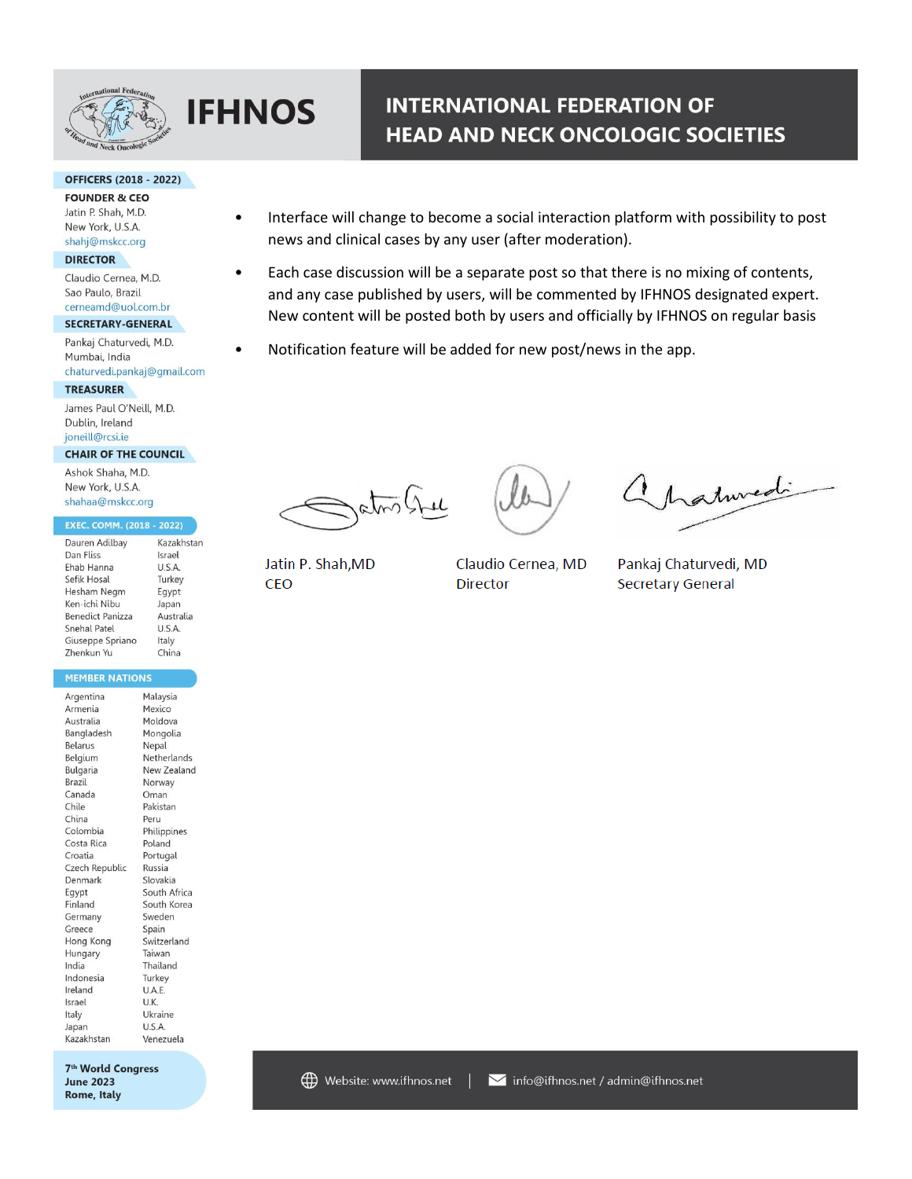- Interface will change to become a social interaction platform with possibility to post news and clinical cases by any user (after moderation).
- Each case discussion will be a separate post so that there is no mixing of contents, and any case published by users, will be commented by IFHNOS designated expert. New content will be posted both by users and officially by IFHNOS on regular basis
- Notification feature will be added for new post/news in the app.

Jatin P. Shah,MD
CEO

Claudio Cernea, MD
Director

Pankaj Chaturvedi, MD
Secretary General